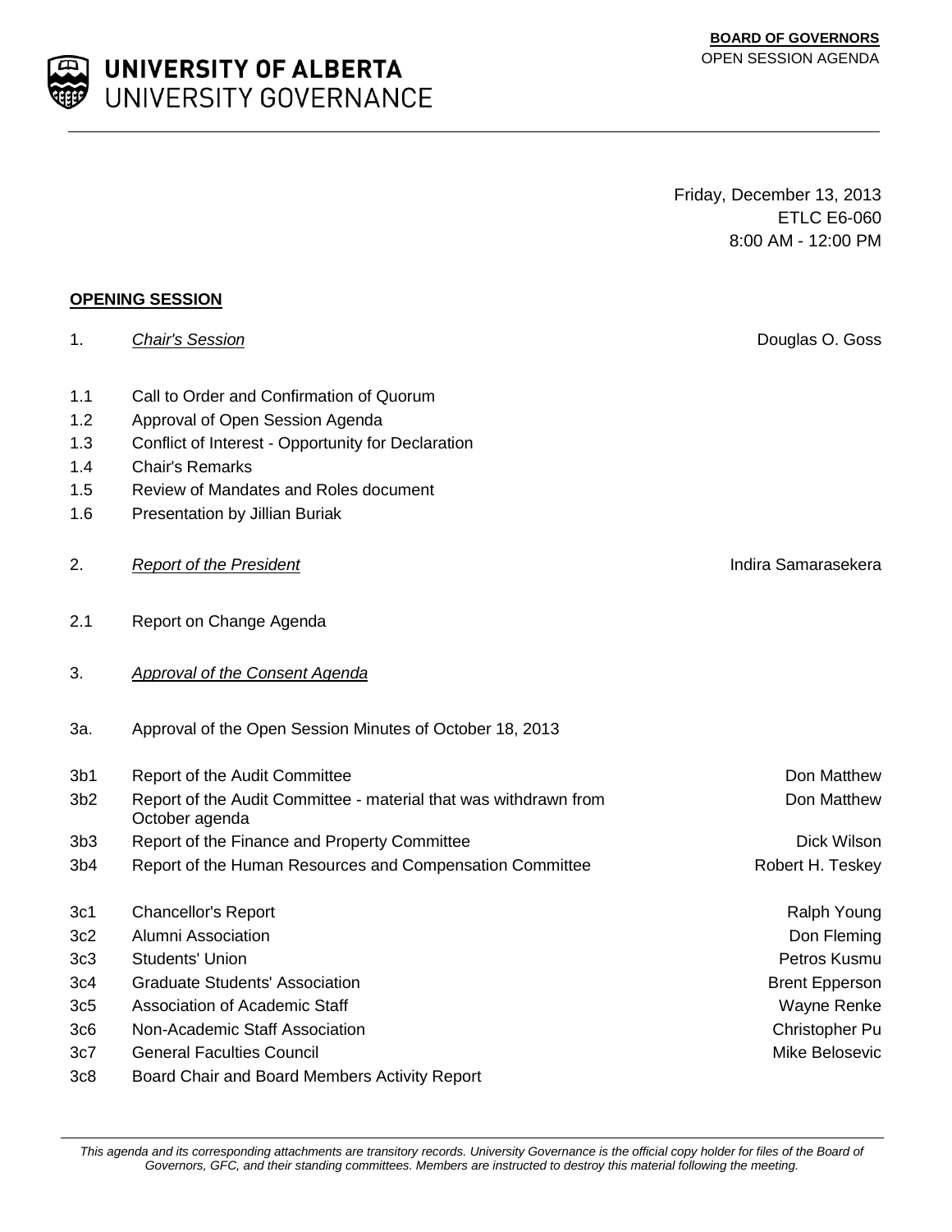**UNIVERSITY OF ALBERTA**
UNIVERSITY GOVERNANCE

**BOARD OF GOVERNORS**
OPEN SESSION AGENDA

Friday, December 13, 2013
ETLC E6-060
8:00 AM - 12:00 PM

## OPENING SESSION

| | | |
|---|---|---|
| 1. | *Chair's Session* | Douglas O. Goss |
| 1.1 | Call to Order and Confirmation of Quorum | |
| 1.2 | Approval of Open Session Agenda | |
| 1.3 | Conflict of Interest - Opportunity for Declaration | |
| 1.4 | Chair's Remarks | |
| 1.5 | Review of Mandates and Roles document | |
| 1.6 | Presentation by Jillian Buriak | |
| 2. | *Report of the President* | Indira Samarasekera |
| 2.1 | Report on Change Agenda | |
| 3. | *Approval of the Consent Agenda* | |
| 3a. | Approval of the Open Session Minutes of October 18, 2013 | |
| 3b1 | Report of the Audit Committee | Don Matthew |
| 3b2 | Report of the Audit Committee - material that was withdrawn from October agenda | Don Matthew |
| 3b3 | Report of the Finance and Property Committee | Dick Wilson |
| 3b4 | Report of the Human Resources and Compensation Committee | Robert H. Teskey |
| 3c1 | Chancellor's Report | Ralph Young |
| 3c2 | Alumni Association | Don Fleming |
| 3c3 | Students' Union | Petros Kusmu |
| 3c4 | Graduate Students' Association | Brent Epperson |
| 3c5 | Association of Academic Staff | Wayne Renke |
| 3c6 | Non-Academic Staff Association | Christopher Pu |
| 3c7 | General Faculties Council | Mike Belosevic |
| 3c8 | Board Chair and Board Members Activity Report | |

*This agenda and its corresponding attachments are transitory records. University Governance is the official copy holder for files of the Board of Governors, GFC, and their standing committees. Members are instructed to destroy this material following the meeting.*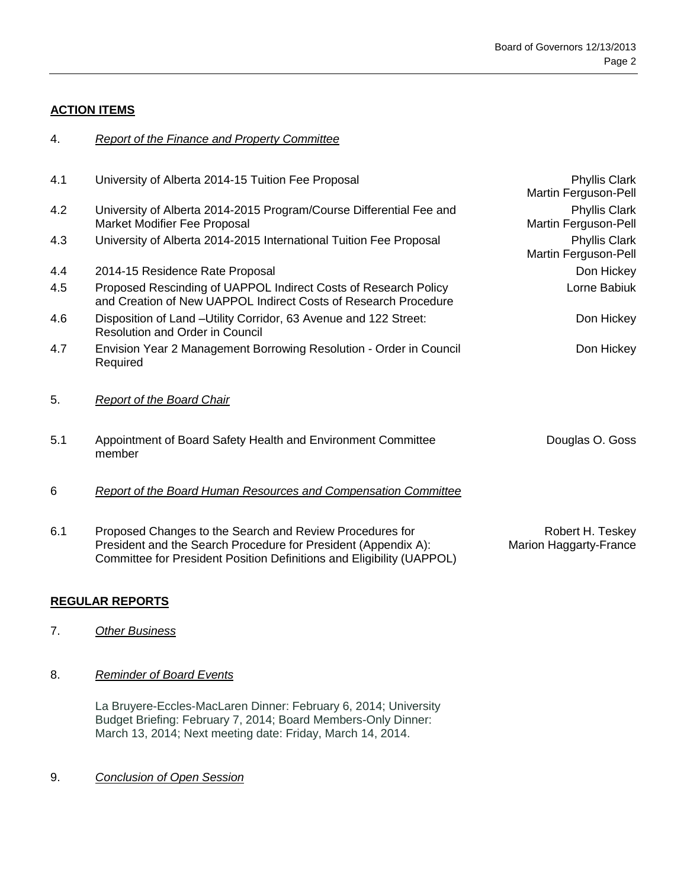**ACTION ITEMS**

4. *Report of the Finance and Property Committee*

| | | |
|---|---|---|
| 4.1 | University of Alberta 2014-15 Tuition Fee Proposal | Phyllis Clark<br>Martin Ferguson-Pell |
| 4.2 | University of Alberta 2014-2015 Program/Course Differential Fee and Market Modifier Fee Proposal | Phyllis Clark<br>Martin Ferguson-Pell |
| 4.3 | University of Alberta 2014-2015 International Tuition Fee Proposal | Phyllis Clark<br>Martin Ferguson-Pell |
| 4.4 | 2014-15 Residence Rate Proposal | Don Hickey |
| 4.5 | Proposed Rescinding of UAPPOL Indirect Costs of Research Policy and Creation of New UAPPOL Indirect Costs of Research Procedure | Lorne Babiuk |
| 4.6 | Disposition of Land –Utility Corridor, 63 Avenue and 122 Street: Resolution and Order in Council | Don Hickey |
| 4.7 | Envision Year 2 Management Borrowing Resolution - Order in Council Required | Don Hickey |

5. *Report of the Board Chair*

| | | |
|---|---|---|
| 5.1 | Appointment of Board Safety Health and Environment Committee member | Douglas O. Goss |

6 *Report of the Board Human Resources and Compensation Committee*

| | | |
|---|---|---|
| 6.1 | Proposed Changes to the Search and Review Procedures for President and the Search Procedure for President (Appendix A): Committee for President Position Definitions and Eligibility (UAPPOL) | Robert H. Teskey<br>Marion Haggarty-France |

**REGULAR REPORTS**

7. *Other Business*

8. *Reminder of Board Events*

La Bruyere-Eccles-MacLaren Dinner: February 6, 2014; University Budget Briefing: February 7, 2014; Board Members-Only Dinner: March 13, 2014; Next meeting date: Friday, March 14, 2014.

9. *Conclusion of Open Session*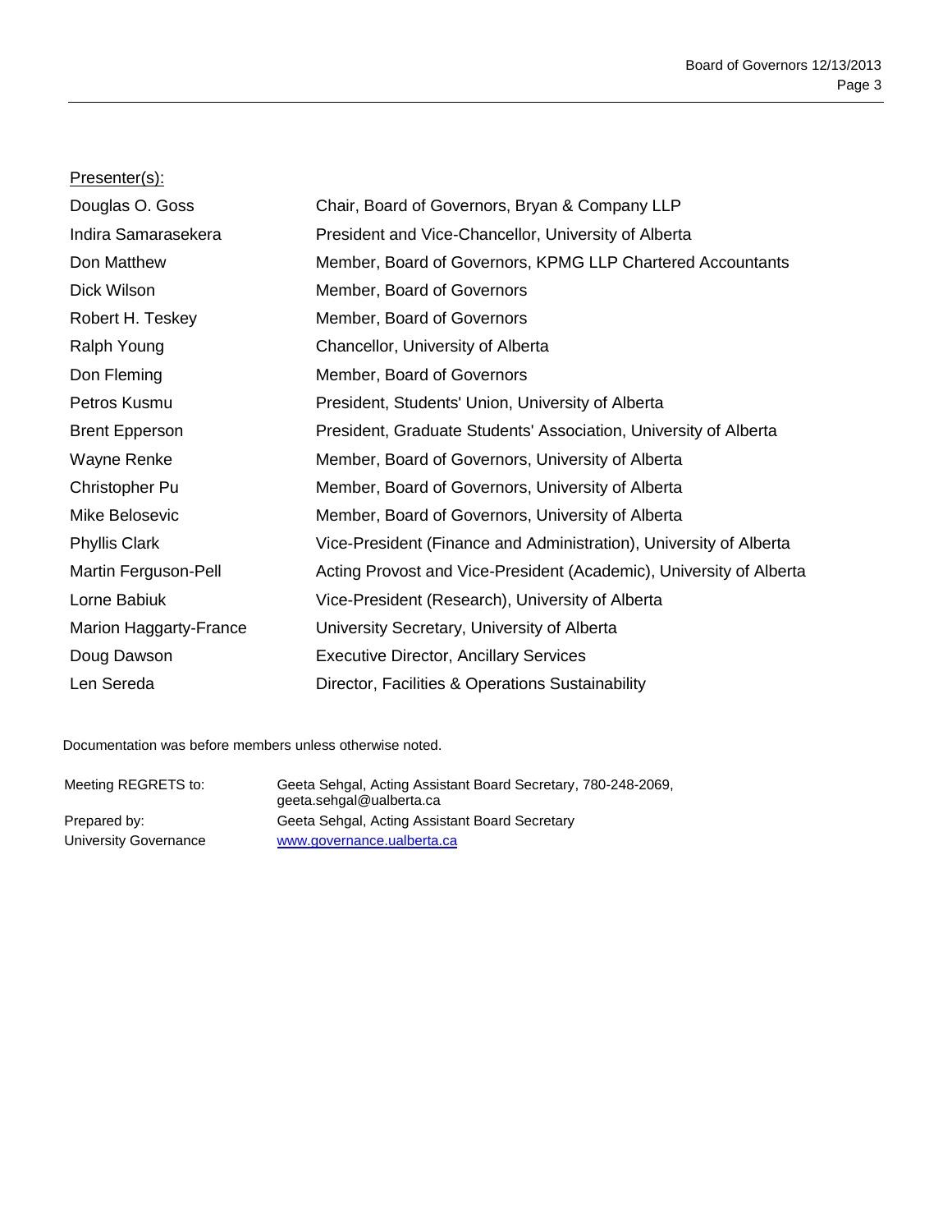Presenter(s):

| | |
|---|---|
| Douglas O. Goss | Chair, Board of Governors, Bryan & Company LLP |
| Indira Samarasekera | President and Vice-Chancellor, University of Alberta |
| Don Matthew | Member, Board of Governors, KPMG LLP Chartered Accountants |
| Dick Wilson | Member, Board of Governors |
| Robert H. Teskey | Member, Board of Governors |
| Ralph Young | Chancellor, University of Alberta |
| Don Fleming | Member, Board of Governors |
| Petros Kusmu | President, Students' Union, University of Alberta |
| Brent Epperson | President, Graduate Students' Association, University of Alberta |
| Wayne Renke | Member, Board of Governors, University of Alberta |
| Christopher Pu | Member, Board of Governors, University of Alberta |
| Mike Belosevic | Member, Board of Governors, University of Alberta |
| Phyllis Clark | Vice-President (Finance and Administration), University of Alberta |
| Martin Ferguson-Pell | Acting Provost and Vice-President (Academic), University of Alberta |
| Lorne Babiuk | Vice-President (Research), University of Alberta |
| Marion Haggarty-France | University Secretary, University of Alberta |
| Doug Dawson | Executive Director, Ancillary Services |
| Len Sereda | Director, Facilities & Operations Sustainability |

Documentation was before members unless otherwise noted.

| | |
|---|---|
| Meeting REGRETS to: | Geeta Sehgal, Acting Assistant Board Secretary, 780-248-2069, geeta.sehgal@ualberta.ca |
| Prepared by: | Geeta Sehgal, Acting Assistant Board Secretary |
| University Governance | www.governance.ualberta.ca |